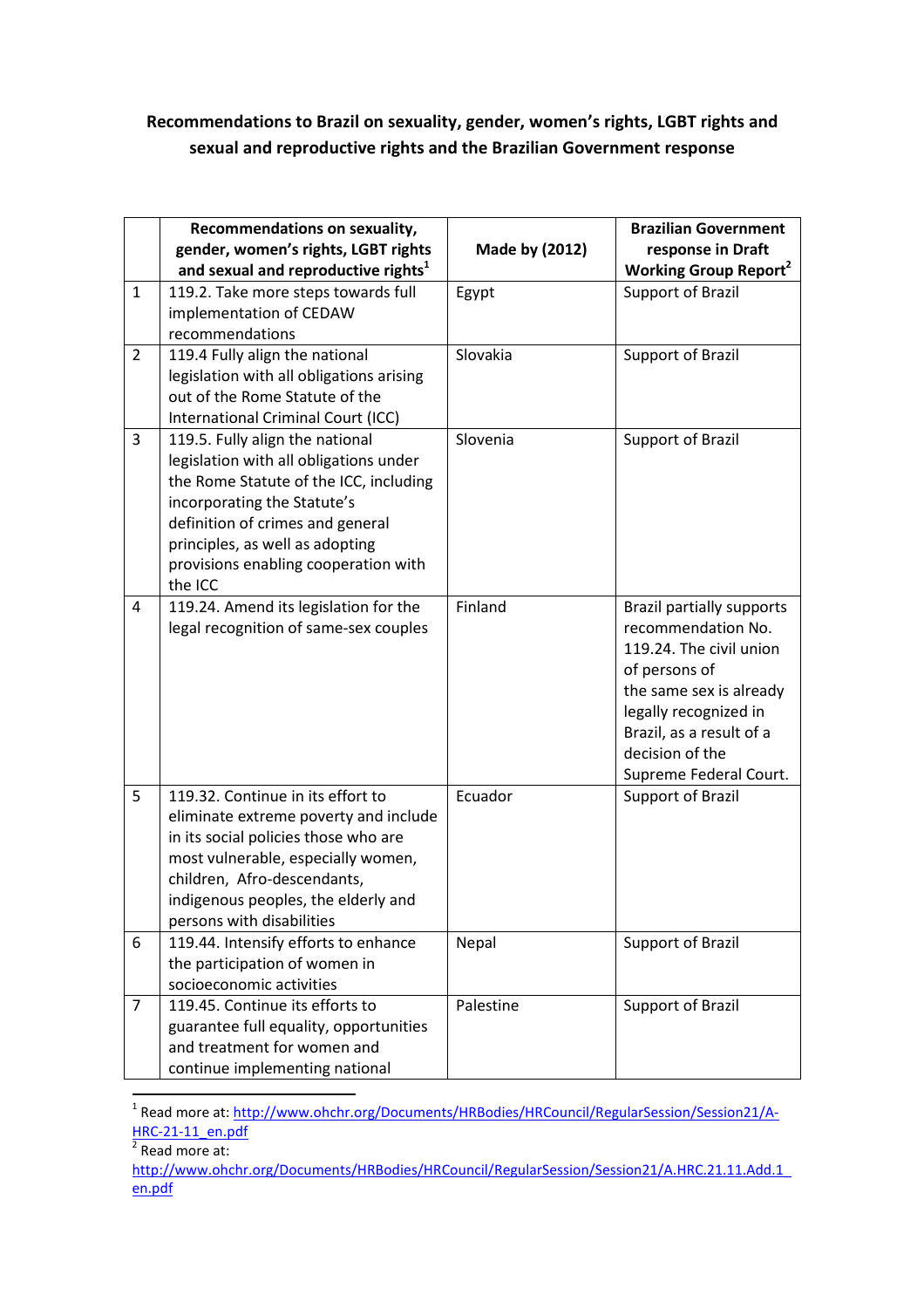**Recommendations to Brazil on sexuality, gender, women's rights, LGBT rights and sexual and reproductive rights and the Brazilian Government response**

| | Recommendations on sexuality, gender, women's rights, LGBT rights and sexual and reproductive rights[1] | Made by (2012) | Brazilian Government response in Draft Working Group Report[2] |
|---|---|---|---|
| 1 | 119.2. Take more steps towards full implementation of CEDAW recommendations | Egypt | Support of Brazil |
| 2 | 119.4 Fully align the national legislation with all obligations arising out of the Rome Statute of the International Criminal Court (ICC) | Slovakia | Support of Brazil |
| 3 | 119.5. Fully align the national legislation with all obligations under the Rome Statute of the ICC, including incorporating the Statute's definition of crimes and general principles, as well as adopting provisions enabling cooperation with the ICC | Slovenia | Support of Brazil |
| 4 | 119.24. Amend its legislation for the legal recognition of same-sex couples | Finland | Brazil partially supports recommendation No. 119.24. The civil union of persons of the same sex is already legally recognized in Brazil, as a result of a decision of the Supreme Federal Court. |
| 5 | 119.32. Continue in its effort to eliminate extreme poverty and include in its social policies those who are most vulnerable, especially women, children, Afro-descendants, indigenous peoples, the elderly and persons with disabilities | Ecuador | Support of Brazil |
| 6 | 119.44. Intensify efforts to enhance the participation of women in socioeconomic activities | Nepal | Support of Brazil |
| 7 | 119.45. Continue its efforts to guarantee full equality, opportunities and treatment for women and continue implementing national | Palestine | Support of Brazil |

[1] Read more at: http://www.ohchr.org/Documents/HRBodies/HRCouncil/RegularSession/Session21/A-HRC-21-11_en.pdf

[2] Read more at: http://www.ohchr.org/Documents/HRBodies/HRCouncil/RegularSession/Session21/A.HRC.21.11.Add.1_en.pdf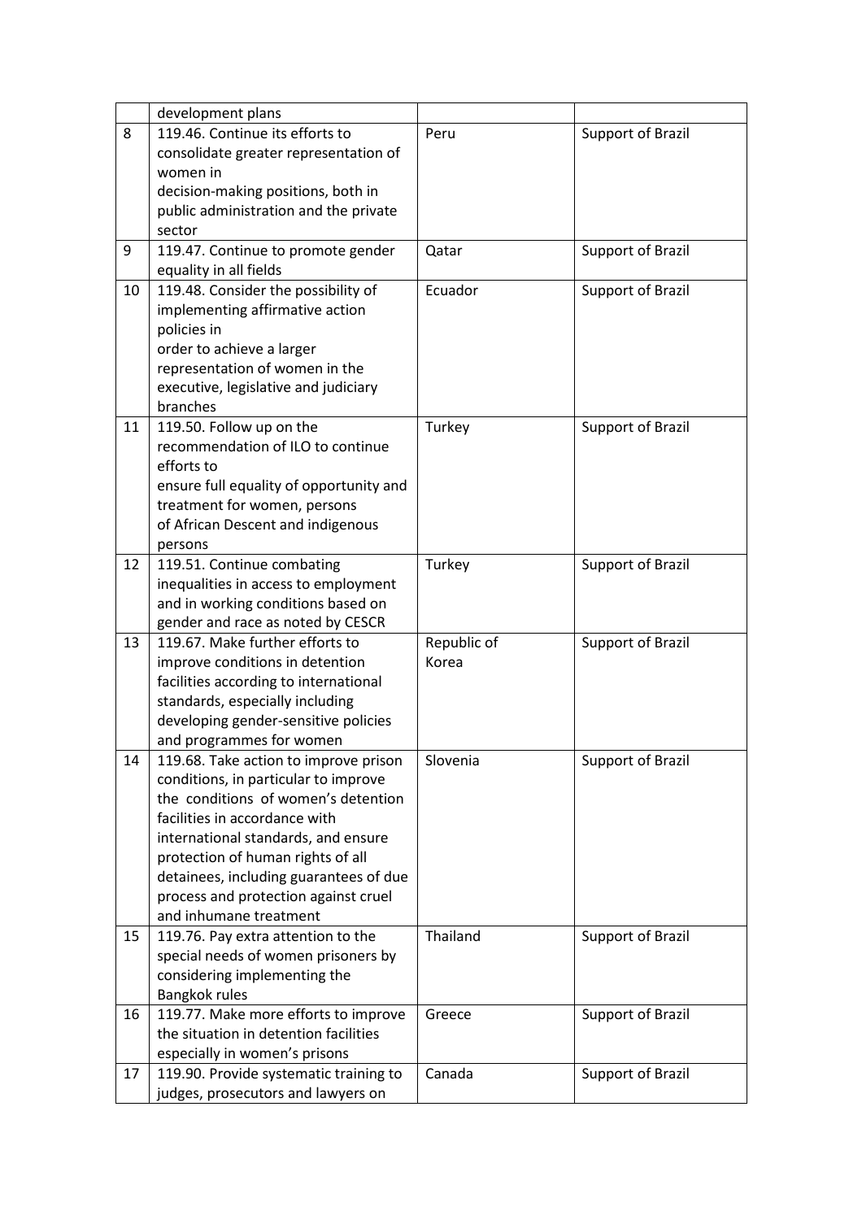|  | development plans |  |  |
|---|---|---|---|
| 8 | 119.46. Continue its efforts to consolidate greater representation of women in decision-making positions, both in public administration and the private sector | Peru | Support of Brazil |
| 9 | 119.47. Continue to promote gender equality in all fields | Qatar | Support of Brazil |
| 10 | 119.48. Consider the possibility of implementing affirmative action policies in order to achieve a larger representation of women in the executive, legislative and judiciary branches | Ecuador | Support of Brazil |
| 11 | 119.50. Follow up on the recommendation of ILO to continue efforts to ensure full equality of opportunity and treatment for women, persons of African Descent and indigenous persons | Turkey | Support of Brazil |
| 12 | 119.51. Continue combating inequalities in access to employment and in working conditions based on gender and race as noted by CESCR | Turkey | Support of Brazil |
| 13 | 119.67. Make further efforts to improve conditions in detention facilities according to international standards, especially including developing gender-sensitive policies and programmes for women | Republic of Korea | Support of Brazil |
| 14 | 119.68. Take action to improve prison conditions, in particular to improve the conditions of women's detention facilities in accordance with international standards, and ensure protection of human rights of all detainees, including guarantees of due process and protection against cruel and inhumane treatment | Slovenia | Support of Brazil |
| 15 | 119.76. Pay extra attention to the special needs of women prisoners by considering implementing the Bangkok rules | Thailand | Support of Brazil |
| 16 | 119.77. Make more efforts to improve the situation in detention facilities especially in women's prisons | Greece | Support of Brazil |
| 17 | 119.90. Provide systematic training to judges, prosecutors and lawyers on | Canada | Support of Brazil |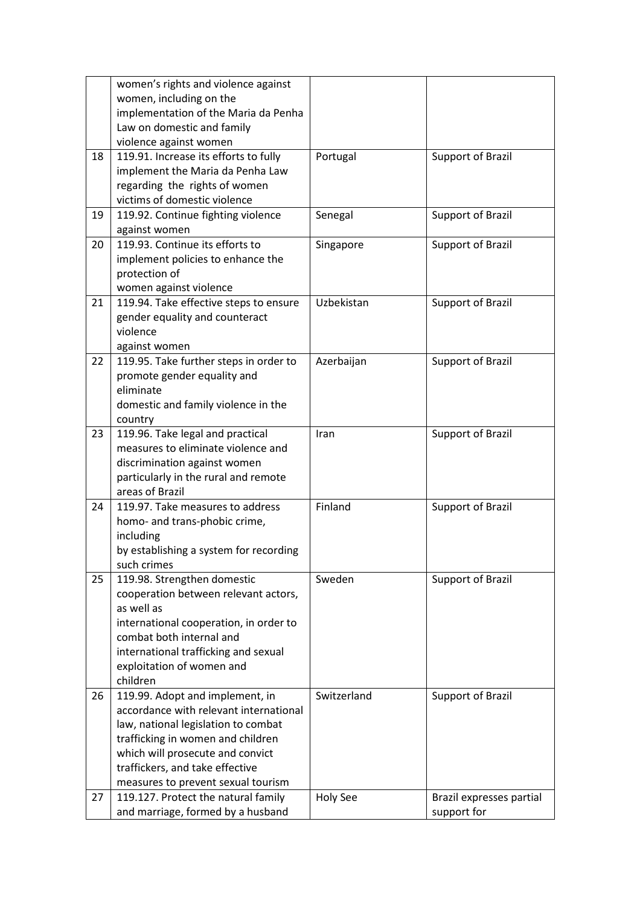|  |  |  |  |
|---|---|---|---|
|  | women's rights and violence against women, including on the implementation of the Maria da Penha Law on domestic and family violence against women |  |  |
| 18 | 119.91. Increase its efforts to fully implement the Maria da Penha Law regarding the rights of women victims of domestic violence | Portugal | Support of Brazil |
| 19 | 119.92. Continue fighting violence against women | Senegal | Support of Brazil |
| 20 | 119.93. Continue its efforts to implement policies to enhance the protection of women against violence | Singapore | Support of Brazil |
| 21 | 119.94. Take effective steps to ensure gender equality and counteract violence against women | Uzbekistan | Support of Brazil |
| 22 | 119.95. Take further steps in order to promote gender equality and eliminate domestic and family violence in the country | Azerbaijan | Support of Brazil |
| 23 | 119.96. Take legal and practical measures to eliminate violence and discrimination against women particularly in the rural and remote areas of Brazil | Iran | Support of Brazil |
| 24 | 119.97. Take measures to address homo- and trans-phobic crime, including by establishing a system for recording such crimes | Finland | Support of Brazil |
| 25 | 119.98. Strengthen domestic cooperation between relevant actors, as well as international cooperation, in order to combat both internal and international trafficking and sexual exploitation of women and children | Sweden | Support of Brazil |
| 26 | 119.99. Adopt and implement, in accordance with relevant international law, national legislation to combat trafficking in women and children which will prosecute and convict traffickers, and take effective measures to prevent sexual tourism | Switzerland | Support of Brazil |
| 27 | 119.127. Protect the natural family and marriage, formed by a husband | Holy See | Brazil expresses partial support for |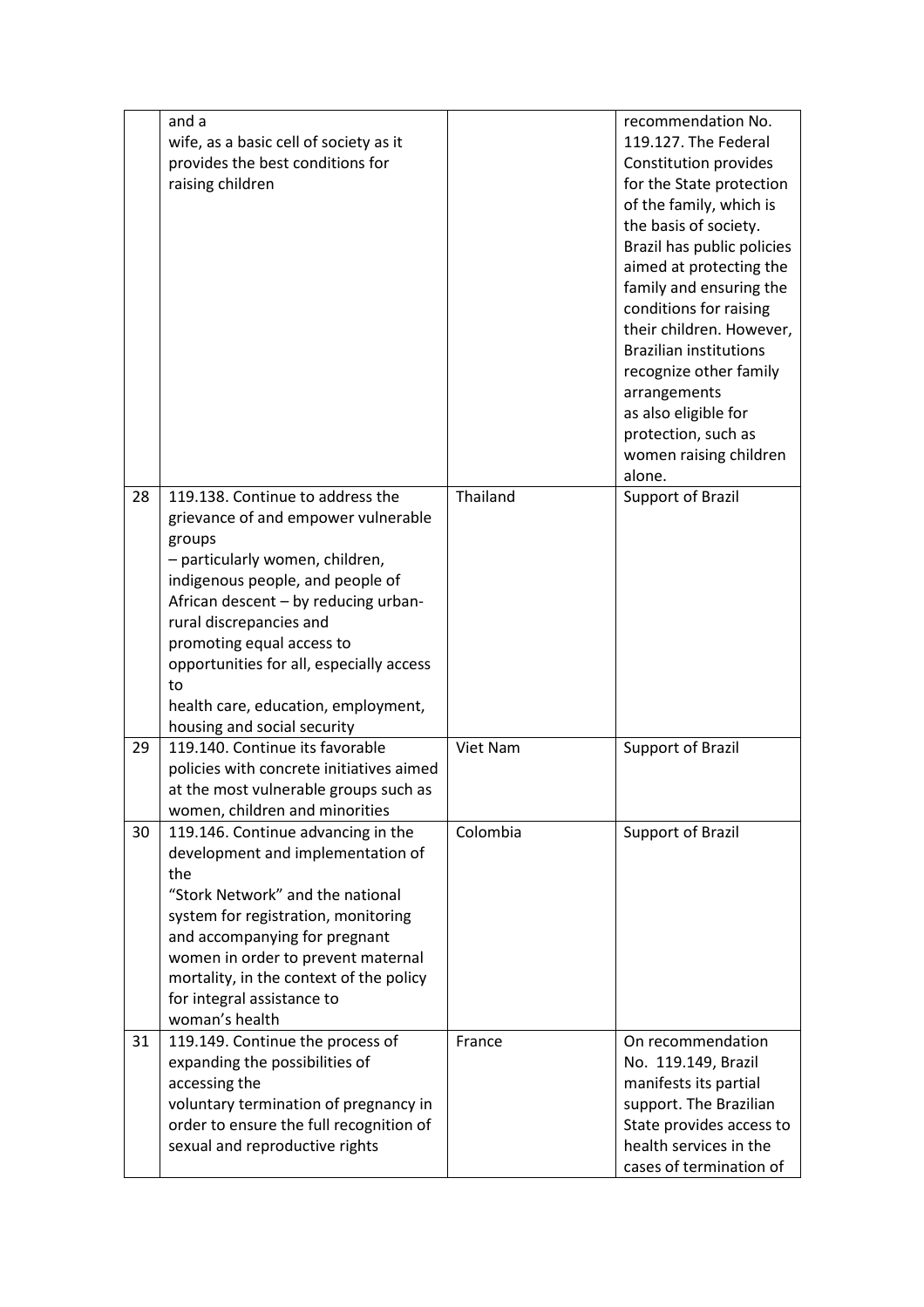| | | | |
|---|---|---|---|
| | and a wife, as a basic cell of society as it provides the best conditions for raising children | | recommendation No. 119.127. The Federal Constitution provides for the State protection of the family, which is the basis of society. Brazil has public policies aimed at protecting the family and ensuring the conditions for raising their children. However, Brazilian institutions recognize other family arrangements as also eligible for protection, such as women raising children alone. |
| 28 | 119.138. Continue to address the grievance of and empower vulnerable groups – particularly women, children, indigenous people, and people of African descent – by reducing urban-rural discrepancies and promoting equal access to opportunities for all, especially access to health care, education, employment, housing and social security | Thailand | Support of Brazil |
| 29 | 119.140. Continue its favorable policies with concrete initiatives aimed at the most vulnerable groups such as women, children and minorities | Viet Nam | Support of Brazil |
| 30 | 119.146. Continue advancing in the development and implementation of the "Stork Network" and the national system for registration, monitoring and accompanying for pregnant women in order to prevent maternal mortality, in the context of the policy for integral assistance to woman's health | Colombia | Support of Brazil |
| 31 | 119.149. Continue the process of expanding the possibilities of accessing the voluntary termination of pregnancy in order to ensure the full recognition of sexual and reproductive rights | France | On recommendation No. 119.149, Brazil manifests its partial support. The Brazilian State provides access to health services in the cases of termination of |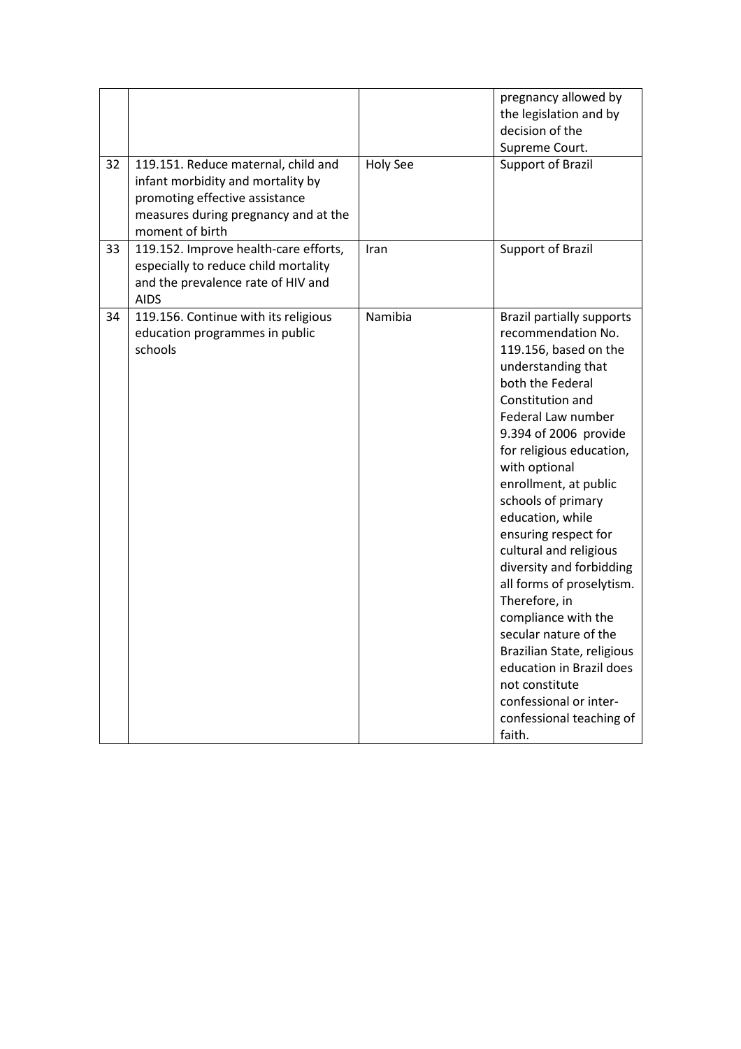| | | | |
|---|---|---|---|
| | | | pregnancy allowed by the legislation and by decision of the Supreme Court. |
| 32 | 119.151. Reduce maternal, child and infant morbidity and mortality by promoting effective assistance measures during pregnancy and at the moment of birth | Holy See | Support of Brazil |
| 33 | 119.152. Improve health-care efforts, especially to reduce child mortality and the prevalence rate of HIV and AIDS | Iran | Support of Brazil |
| 34 | 119.156. Continue with its religious education programmes in public schools | Namibia | Brazil partially supports recommendation No. 119.156, based on the understanding that both the Federal Constitution and Federal Law number 9.394 of 2006 provide for religious education, with optional enrollment, at public schools of primary education, while ensuring respect for cultural and religious diversity and forbidding all forms of proselytism. Therefore, in compliance with the secular nature of the Brazilian State, religious education in Brazil does not constitute confessional or inter-confessional teaching of faith. |